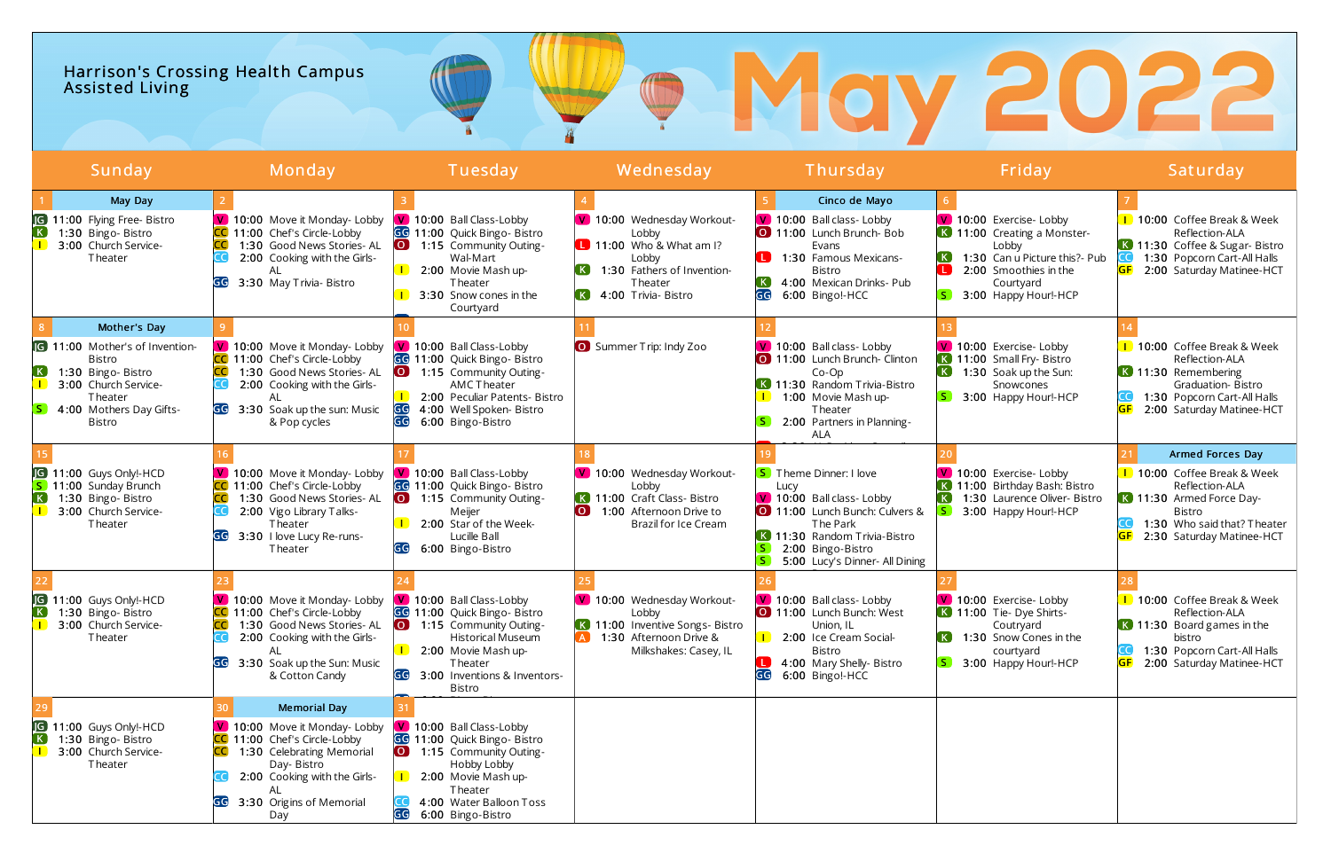# Harrison's Crossing Health Campus Assisted Living

# May 2022

| Sunday | Monday | Tuesday | Wednesday | Thursday | Friday | Saturday |
|---|---|---|---|---|---|---|
| **1** May Day<br>JG 11:00 Flying Free- Bistro<br>K 1:30 Bingo- Bistro<br>I 3:00 Church Service- Theater | **2**<br>V 10:00 Move it Monday- Lobby<br>CC 11:00 Chef's Circle-Lobby<br>CC 1:30 Good News Stories- AL<br>CC 2:00 Cooking with the Girls- AL<br>GG 3:30 May Trivia- Bistro | **3**<br>V 10:00 Ball Class-Lobby<br>O 1:15 Community Outing- Wal-Mart<br>I 2:00 Movie Mash up- Theater<br>I 3:30 Snow cones in the Courtyard | **4**<br>V 10:00 Wednesday Workout- Lobby<br>L 11:00 Who & What am I? Lobby<br>K 1:30 Fathers of Invention- Theater<br>K 4:00 Trivia- Bistro | **5** Cinco de Mayo<br>V 10:00 Ball class- Lobby<br>O 11:00 Lunch Brunch- Bob Evans<br>L 1:30 Famous Mexicans- Bistro<br>K 4:00 Mexican Drinks- Pub<br>GG 6:00 Bingo!-HCC | **6**<br>V 10:00 Exercise- Lobby<br>K 11:00 Creating a Monster- Lobby<br>K 1:30 Can u Picture this?- Pub<br>L 2:00 Smoothies in the Courtyard<br>S 3:00 Happy Hour!-HCP | **7**<br>I 10:00 Coffee Break & Week Reflection-ALA<br>K 11:30 Coffee & Sugar- Bistro<br>CC 1:30 Popcorn Cart-All Halls<br>GF 2:00 Saturday Matinee-HCT |
| **8** Mother's Day<br>JG 11:00 Mother's of Invention- Bistro<br>K 1:30 Bingo- Bistro<br>I 3:00 Church Service- Theater<br>S 4:00 Mothers Day Gifts- Bistro | **9**<br>V 10:00 Move it Monday- Lobby<br>CC 11:00 Chef's Circle-Lobby<br>CC 1:30 Good News Stories- AL<br>CC 2:00 Cooking with the Girls- AL<br>GG 3:30 Soak up the sun: Music & Pop cycles | **10**<br>V 10:00 Ball Class-Lobby<br>GG 11:00 Quick Bingo- Bistro<br>O 1:15 Community Outing- AMC Theater<br>I 2:00 Peculiar Patents- Bistro<br>GG 4:00 Well Spoken- Bistro<br>GG 6:00 Bingo-Bistro | **11**<br>O Summer Trip: Indy Zoo | **12**<br>V 10:00 Ball class- Lobby<br>O 11:00 Lunch Brunch- Clinton Co-Op<br>K 11:30 Random Trivia-Bistro<br>I 1:00 Movie Mash up- Theater<br>S 2:00 Partners in Planning- ALA | **13**<br>V 10:00 Exercise- Lobby<br>K 11:00 Small Fry- Bistro<br>K 1:30 Soak up the Sun: Snowcones<br>S 3:00 Happy Hour!-HCP | **14**<br>I 10:00 Coffee Break & Week Reflection-ALA<br>K 11:30 Remembering Graduation- Bistro<br>CC 1:30 Popcorn Cart-All Halls<br>GF 2:00 Saturday Matinee-HCT |
| **15**<br>JG 11:00 Guys Only!-HCD<br>S 11:00 Sunday Brunch<br>K 1:30 Bingo- Bistro<br>I 3:00 Church Service- Theater | **16**<br>V 10:00 Move it Monday- Lobby<br>CC 11:00 Chef's Circle-Lobby<br>CC 1:30 Good News Stories- AL<br>CC 2:00 Vigo Library Talks- Theater<br>GG 3:30 I love Lucy Re-runs- Theater | **17**<br>V 10:00 Ball Class-Lobby<br>GG 11:00 Quick Bingo- Bistro<br>O 1:15 Community Outing- Meijer<br>I 2:00 Star of the Week- Lucille Ball<br>GG 6:00 Bingo-Bistro | **18**<br>V 10:00 Wednesday Workout- Lobby<br>K 11:00 Craft Class- Bistro<br>O 1:00 Afternoon Drive to Brazil for Ice Cream | **19**<br>S Theme Dinner: I love Lucy<br>V 10:00 Ball class- Lobby<br>O 11:00 Lunch Bunch: Culvers & The Park<br>K 11:30 Random Trivia-Bistro<br>S 2:00 Bingo-Bistro<br>S 5:00 Lucy's Dinner- All Dining | **20**<br>V 10:00 Exercise- Lobby<br>K 11:00 Birthday Bash: Bistro<br>K 1:30 Laurence Oliver- Bistro<br>S 3:00 Happy Hour!-HCP | **21** Armed Forces Day<br>I 10:00 Coffee Break & Week Reflection-ALA<br>K 11:30 Armed Force Day- Bistro<br>CC 1:30 Who said that? Theater<br>GF 2:30 Saturday Matinee-HCT |
| **22**<br>JG 11:00 Guys Only!-HCD<br>K 1:30 Bingo- Bistro<br>I 3:00 Church Service- Theater | **23**<br>V 10:00 Move it Monday- Lobby<br>CC 11:00 Chef's Circle-Lobby<br>CC 1:30 Good News Stories- AL<br>CC 2:00 Cooking with the Girls- AL<br>GG 3:30 Soak up the Sun: Music & Cotton Candy | **24**<br>V 10:00 Ball Class-Lobby<br>GG 11:00 Quick Bingo- Bistro<br>O 1:15 Community Outing- Historical Museum<br>I 2:00 Movie Mash up- Theater<br>GG 3:00 Inventions & Inventors- Bistro | **25**<br>V 10:00 Wednesday Workout- Lobby<br>K 11:00 Inventive Songs- Bistro<br>A 1:30 Afternoon Drive & Milkshakes: Casey, IL | **26**<br>V 10:00 Ball class- Lobby<br>O 11:00 Lunch Bunch: West Union, IL<br>I 2:00 Ice Cream Social- Bistro<br>L 4:00 Mary Shelly- Bistro<br>GG 6:00 Bingo!-HCC | **27**<br>V 10:00 Exercise- Lobby<br>K 11:00 Tie- Dye Shirts- Courtyard<br>K 1:30 Snow Cones in the courtyard<br>S 3:00 Happy Hour!-HCP | **28**<br>I 10:00 Coffee Break & Week Reflection-ALA<br>K 11:30 Board games in the bistro<br>CC 1:30 Popcorn Cart-All Halls<br>GF 2:00 Saturday Matinee-HCT |
| **29**<br>JG 11:00 Guys Only!-HCD<br>K 1:30 Bingo- Bistro<br>I 3:00 Church Service- Theater | **30** Memorial Day<br>V 10:00 Move it Monday- Lobby<br>CC 11:00 Chef's Circle-Lobby<br>CC 1:30 Celebrating Memorial Day- Bistro<br>CC 2:00 Cooking with the Girls- AL<br>GG 3:30 Origins of Memorial Day | **31**<br>V 10:00 Ball Class-Lobby<br>GG 11:00 Quick Bingo- Bistro<br>O 1:15 Community Outing- Hobby Lobby<br>I 2:00 Movie Mash up- Theater<br>CC 4:00 Water Balloon Toss<br>GG 6:00 Bingo-Bistro | | | | |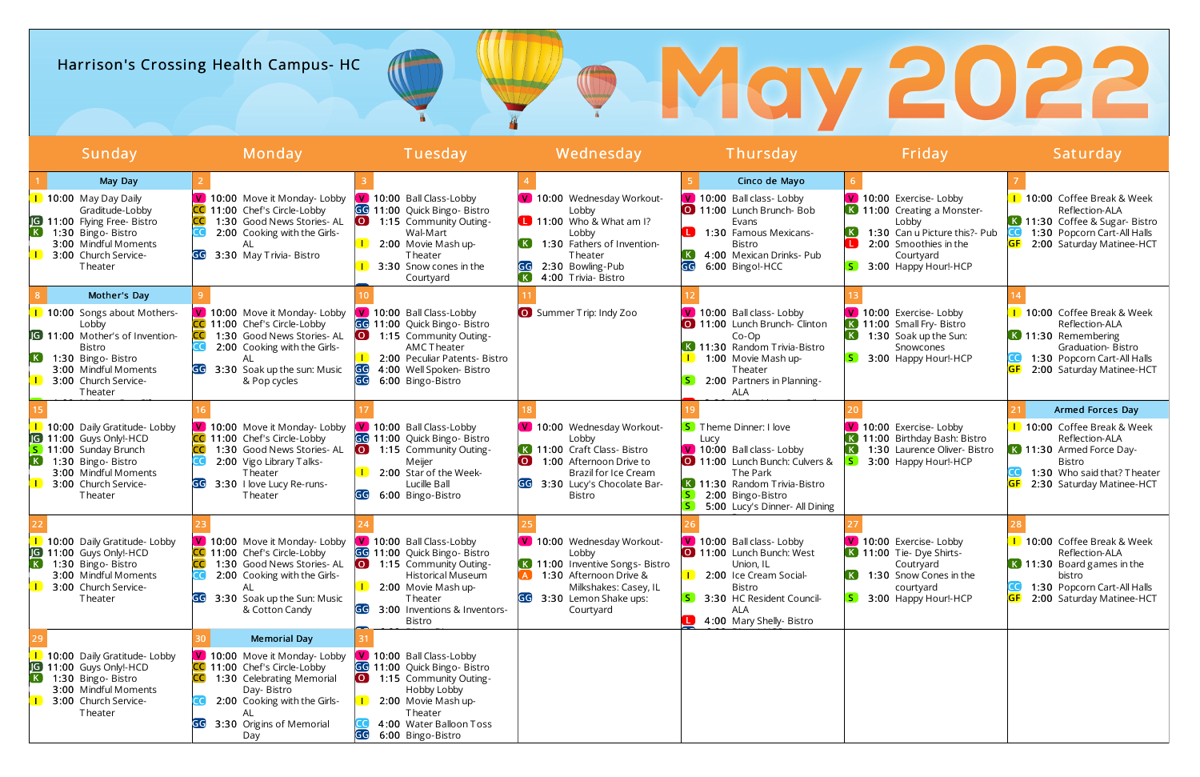# Harrison's Crossing Health Campus- HC

# May 2022

| Sunday | Monday | Tuesday | Wednesday | Thursday | Friday | Saturday |
|---|---|---|---|---|---|---|
| **1** May Day<br>I 10:00 May Day Daily Graditude-Lobby<br>JG 11:00 Flying Free- Bistro<br>K 1:30 Bingo- Bistro<br>3:00 Mindful Moments<br>I 3:00 Church Service- Theater | **2**<br>V 10:00 Move it Monday- Lobby<br>CC 11:00 Chef's Circle-Lobby<br>CC 1:30 Good News Stories- AL<br>CC 2:00 Cooking with the Girls- AL<br>GG 3:30 May Trivia- Bistro | **3**<br>V 10:00 Ball Class-Lobby<br>GG 11:00 Quick Bingo- Bistro<br>O 1:15 Community Outing- Wal-Mart<br>I 2:00 Movie Mash up- Theater<br>I 3:30 Snow cones in the Courtyard | **4**<br>V 10:00 Wednesday Workout- Lobby<br>L 11:00 Who & What am I? Lobby<br>K 1:30 Fathers of Invention- Theater<br>GG 2:30 Bowling-Pub<br>K 4:00 Trivia- Bistro | **5** Cinco de Mayo<br>V 10:00 Ball class- Lobby<br>O 11:00 Lunch Brunch- Bob Evans<br>L 1:30 Famous Mexicans- Bistro<br>K 4:00 Mexican Drinks- Pub<br>GG 6:00 Bingo!-HCC | **6**<br>V 10:00 Exercise- Lobby<br>K 11:00 Creating a Monster- Lobby<br>K 1:30 Can u Picture this?- Pub<br>L 2:00 Smoothies in the Courtyard<br>S 3:00 Happy Hour!-HCP | **7**<br>I 10:00 Coffee Break & Week Reflection-ALA<br>K 11:30 Coffee & Sugar- Bistro<br>CC 1:30 Popcorn Cart-All Halls<br>GF 2:00 Saturday Matinee-HCT |
| **8** Mother's Day<br>I 10:00 Songs about Mothers- Lobby<br>JG 11:00 Mother's of Invention- Bistro<br>K 1:30 Bingo- Bistro<br>3:00 Mindful Moments<br>I 3:00 Church Service- Theater | **9**<br>V 10:00 Move it Monday- Lobby<br>CC 11:00 Chef's Circle-Lobby<br>CC 1:30 Good News Stories- AL<br>CC 2:00 Cooking with the Girls- AL<br>GG 3:30 Soak up the sun: Music & Pop cycles | **10**<br>V 10:00 Ball Class-Lobby<br>GG 11:00 Quick Bingo- Bistro<br>O 1:15 Community Outing- AMC Theater<br>I 2:00 Peculiar Patents- Bistro<br>GG 4:00 Well Spoken- Bistro<br>GG 6:00 Bingo-Bistro | **11**<br>O Summer Trip: Indy Zoo | **12**<br>V 10:00 Ball class- Lobby<br>O 11:00 Lunch Brunch- Clinton Co-Op<br>K 11:30 Random Trivia-Bistro<br>I 1:00 Movie Mash up- Theater<br>S 2:00 Partners in Planning- ALA | **13**<br>V 10:00 Exercise- Lobby<br>K 11:00 Small Fry- Bistro<br>K 1:30 Soak up the Sun: Snowcones<br>S 3:00 Happy Hour!-HCP | **14**<br>I 10:00 Coffee Break & Week Reflection-ALA<br>K 11:30 Remembering Graduation- Bistro<br>CC 1:30 Popcorn Cart-All Halls<br>GF 2:00 Saturday Matinee-HCT |
| **15**<br>I 10:00 Daily Gratitude- Lobby<br>JG 11:00 Guys Only!-HCD<br>S 11:00 Sunday Brunch<br>K 1:30 Bingo- Bistro<br>3:00 Mindful Moments<br>I 3:00 Church Service- Theater | **16**<br>V 10:00 Move it Monday- Lobby<br>CC 11:00 Chef's Circle-Lobby<br>CC 1:30 Good News Stories- AL<br>CC 2:00 Vigo Library Talks- Theater<br>GG 3:30 I love Lucy Re-runs- Theater | **17**<br>V 10:00 Ball Class-Lobby<br>GG 11:00 Quick Bingo- Bistro<br>O 1:15 Community Outing- Meijer<br>I 2:00 Star of the Week- Lucille Ball<br>GG 6:00 Bingo-Bistro | **18**<br>V 10:00 Wednesday Workout- Lobby<br>K 11:00 Craft Class- Bistro<br>O 1:00 Afternoon Drive to Brazil for Ice Cream<br>GG 3:30 Lucy's Chocolate Bar- Bistro | **19**<br>S Theme Dinner: I love Lucy<br>V 10:00 Ball class- Lobby<br>O 11:00 Lunch Bunch: Culvers & The Park<br>K 11:30 Random Trivia-Bistro<br>S 2:00 Bingo-Bistro<br>S 5:00 Lucy's Dinner- All Dining | **20**<br>V 10:00 Exercise- Lobby<br>K 11:00 Birthday Bash: Bistro<br>K 1:30 Laurence Oliver- Bistro<br>S 3:00 Happy Hour!-HCP | **21** Armed Forces Day<br>I 10:00 Coffee Break & Week Reflection-ALA<br>K 11:30 Armed Force Day- Bistro<br>CC 1:30 Who said that? Theater<br>GF 2:30 Saturday Matinee-HCT |
| **22**<br>I 10:00 Daily Gratitude- Lobby<br>JG 11:00 Guys Only!-HCD<br>K 1:30 Bingo- Bistro<br>3:00 Mindful Moments<br>I 3:00 Church Service- Theater | **23**<br>V 10:00 Move it Monday- Lobby<br>CC 11:00 Chef's Circle-Lobby<br>CC 1:30 Good News Stories- AL<br>CC 2:00 Cooking with the Girls- AL<br>GG 3:30 Soak up the Sun: Music & Cotton Candy | **24**<br>V 10:00 Ball Class-Lobby<br>GG 11:00 Quick Bingo- Bistro<br>O 1:15 Community Outing- Historical Museum<br>I 2:00 Movie Mash up- Theater<br>GG 3:00 Inventions & Inventors- Bistro | **25**<br>V 10:00 Wednesday Workout- Lobby<br>K 11:00 Inventive Songs- Bistro<br>A 1:30 Afternoon Drive & Milkshakes: Casey, IL<br>GG 3:30 Lemon Shake ups: Courtyard | **26**<br>V 10:00 Ball class- Lobby<br>O 11:00 Lunch Bunch: West Union, IL<br>I 2:00 Ice Cream Social- Bistro<br>S 3:30 HC Resident Council- ALA<br>L 4:00 Mary Shelly- Bistro | **27**<br>V 10:00 Exercise- Lobby<br>K 11:00 Tie- Dye Shirts- Courtyard<br>K 1:30 Snow Cones in the courtyard<br>S 3:00 Happy Hour!-HCP | **28**<br>I 10:00 Coffee Break & Week Reflection-ALA<br>K 11:30 Board games in the bistro<br>CC 1:30 Popcorn Cart-All Halls<br>GF 2:00 Saturday Matinee-HCT |
| **29**<br>I 10:00 Daily Gratitude- Lobby<br>JG 11:00 Guys Only!-HCD<br>K 1:30 Bingo- Bistro<br>3:00 Mindful Moments<br>I 3:00 Church Service- Theater | **30** Memorial Day<br>V 10:00 Move it Monday- Lobby<br>CC 11:00 Chef's Circle-Lobby<br>CC 1:30 Celebrating Memorial Day- Bistro<br>CC 2:00 Cooking with the Girls- AL<br>GG 3:30 Origins of Memorial Day | **31**<br>V 10:00 Ball Class-Lobby<br>GG 11:00 Quick Bingo- Bistro<br>O 1:15 Community Outing- Hobby Lobby<br>I 2:00 Movie Mash up- Theater<br>CC 4:00 Water Balloon Toss<br>GG 6:00 Bingo-Bistro | | | | |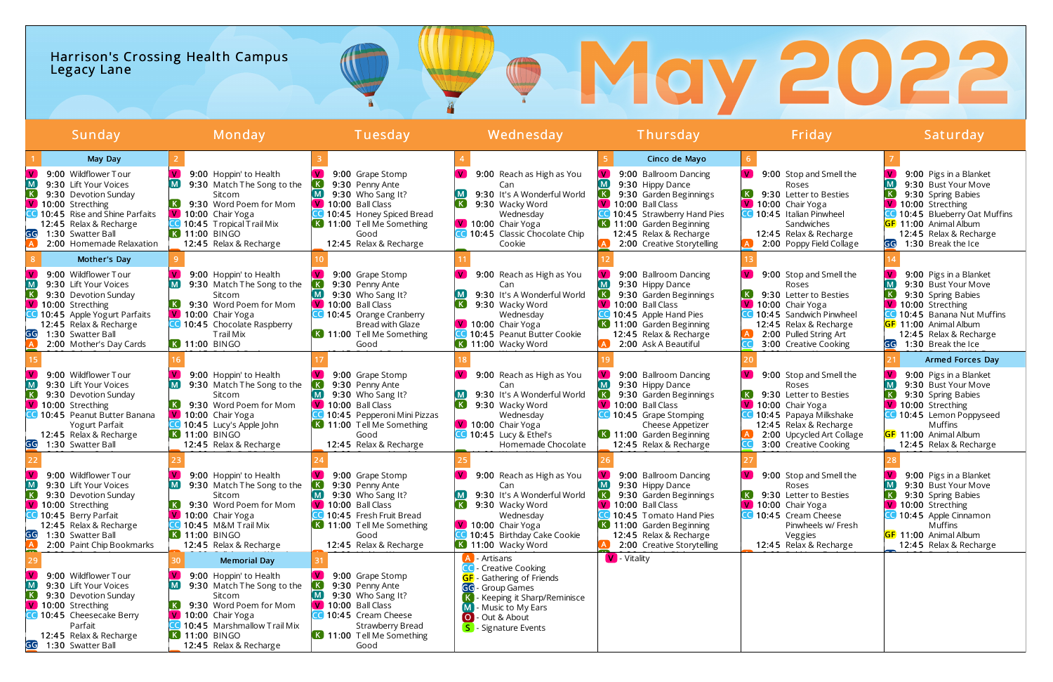# Harrison's Crossing Health Campus
## Legacy Lane

# May 2022

| Sunday | Monday | Tuesday | Wednesday | Thursday | Friday | Saturday |
|---|---|---|---|---|---|---|
| **1** May Day<br>V 9:00 Wildflower Tour<br>M 9:30 Lift Your Voices<br>K 9:30 Devotion Sunday<br>V 10:00 Streching<br>CC 10:45 Rise and Shine Parfaits<br>12:45 Relax & Recharge<br>GG 1:30 Swatter Ball<br>A 2:00 Homemade Relaxation | **2**<br>V 9:00 Hoppin' to Health<br>M 9:30 Match The Song to the Sitcom<br>K 9:30 Word Poem for Mom<br>V 10:00 Chair Yoga<br>CC 10:45 Tropical Trail Mix<br>K 11:00 BINGO<br>12:45 Relax & Recharge | **3**<br>V 9:00 Grape Stomp<br>K 9:30 Penny Ante<br>M 9:30 Who Sang It?<br>V 10:00 Ball Class<br>CC 10:45 Honey Spiced Bread<br>K 11:00 Tell Me Something Good<br>12:45 Relax & Recharge | **4**<br>V 9:00 Reach as High as You Can<br>M 9:30 It's A Wonderful World<br>K 9:30 Wacky Word Wednesday<br>V 10:00 Chair Yoga<br>CC 10:45 Classic Chocolate Chip Cookie | **5** Cinco de Mayo<br>V 9:00 Ballroom Dancing<br>M 9:30 Hippy Dance<br>K 9:30 Garden Beginnings<br>V 10:00 Ball Class<br>CC 10:45 Strawberry Hand Pies<br>K 11:00 Garden Beginning<br>12:45 Relax & Recharge<br>A 2:00 Creative Storytelling | **6**<br>V 9:00 Stop and Smell the Roses<br>K 9:30 Letter to Besties<br>V 10:00 Chair Yoga<br>CC 10:45 Italian Pinwheel Sandwiches<br>12:45 Relax & Recharge<br>A 2:00 Poppy Field Collage | **7**<br>V 9:00 Pigs in a Blanket<br>M 9:30 Bust Your Move<br>K 9:30 Spring Babies<br>V 10:00 Streching<br>CC 10:45 Blueberry Oat Muffins<br>GF 11:00 Animal Album<br>12:45 Relax & Recharge<br>GG 1:30 Break the Ice |
| **8** Mother's Day<br>V 9:00 Wildflower Tour<br>M 9:30 Lift Your Voices<br>K 9:30 Devotion Sunday<br>V 10:00 Streching<br>CC 10:45 Apple Yogurt Parfaits<br>12:45 Relax & Recharge<br>GG 1:30 Swatter Ball<br>A 2:00 Mother's Day Cards | **9**<br>V 9:00 Hoppin' to Health<br>M 9:30 Match The Song to the Sitcom<br>K 9:30 Word Poem for Mom<br>V 10:00 Chair Yoga<br>CC 10:45 Chocolate Raspberry Trail Mix<br>K 11:00 BINGO | **10**<br>V 9:00 Grape Stomp<br>K 9:30 Penny Ante<br>M 9:30 Who Sang It?<br>V 10:00 Ball Class<br>CC 10:45 Orange Cranberry Bread with Glaze<br>K 11:00 Tell Me Something Good | **11**<br>V 9:00 Reach as High as You Can<br>M 9:30 It's A Wonderful World<br>K 9:30 Wacky Word Wednesday<br>V 10:00 Chair Yoga<br>CC 10:45 Peanut Butter Cookie<br>K 11:00 Wacky Word | **12**<br>V 9:00 Ballroom Dancing<br>M 9:30 Hippy Dance<br>K 9:30 Garden Beginnings<br>V 10:00 Ball Class<br>CC 10:45 Apple Hand Pies<br>K 11:00 Garden Beginning<br>12:45 Relax & Recharge<br>A 2:00 Ask A Beautiful | **13**<br>V 9:00 Stop and Smell the Roses<br>K 9:30 Letter to Besties<br>V 10:00 Chair Yoga<br>CC 10:45 Sandwich Pinwheel<br>12:45 Relax & Recharge<br>A 2:00 Pulled String Art<br>CC 3:00 Creative Cooking | **14**<br>V 9:00 Pigs in a Blanket<br>M 9:30 Bust Your Move<br>K 9:30 Spring Babies<br>V 10:00 Streching<br>CC 10:45 Banana Nut Muffins<br>GF 11:00 Animal Album<br>12:45 Relax & Recharge<br>GG 1:30 Break the Ice |
| **15**<br>V 9:00 Wildflower Tour<br>M 9:30 Lift Your Voices<br>K 9:30 Devotion Sunday<br>V 10:00 Streching<br>CC 10:45 Peanut Butter Banana Yogurt Parfait<br>12:45 Relax & Recharge<br>GG 1:30 Swatter Ball | **16**<br>V 9:00 Hoppin' to Health<br>M 9:30 Match The Song to the Sitcom<br>K 9:30 Word Poem for Mom<br>V 10:00 Chair Yoga<br>CC 10:45 Lucy's Apple John<br>K 11:00 BINGO<br>12:45 Relax & Recharge | **17**<br>V 9:00 Grape Stomp<br>K 9:30 Penny Ante<br>M 9:30 Who Sang It?<br>V 10:00 Ball Class<br>CC 10:45 Pepperoni Mini Pizzas<br>K 11:00 Tell Me Something Good<br>12:45 Relax & Recharge | **18**<br>V 9:00 Reach as High as You Can<br>M 9:30 It's A Wonderful World<br>K 9:30 Wacky Word Wednesday<br>V 10:00 Chair Yoga<br>CC 10:45 Lucy & Ethel's Homemade Chocolate | **19**<br>V 9:00 Ballroom Dancing<br>M 9:30 Hippy Dance<br>K 9:30 Garden Beginnings<br>V 10:00 Ball Class<br>CC 10:45 Grape Stomping Cheese Appetizer<br>K 11:00 Garden Beginning<br>12:45 Relax & Recharge | **20**<br>V 9:00 Stop and Smell the Roses<br>K 9:30 Letter to Besties<br>V 10:00 Chair Yoga<br>CC 10:45 Papaya Milkshake<br>12:45 Relax & Recharge<br>A 2:00 Upcycled Art Collage<br>CC 3:00 Creative Cooking | **21** Armed Forces Day<br>V 9:00 Pigs in a Blanket<br>M 9:30 Bust Your Move<br>K 9:30 Spring Babies<br>V 10:00 Streching<br>CC 10:45 Lemon Poppyseed Muffins<br>GF 11:00 Animal Album<br>12:45 Relax & Recharge |
| **22**<br>V 9:00 Wildflower Tour<br>M 9:30 Lift Your Voices<br>K 9:30 Devotion Sunday<br>V 10:00 Streching<br>CC 10:45 Berry Parfait<br>12:45 Relax & Recharge<br>GG 1:30 Swatter Ball<br>A 2:00 Paint Chip Bookmarks | **23**<br>V 9:00 Hoppin' to Health<br>M 9:30 Match The Song to the Sitcom<br>K 9:30 Word Poem for Mom<br>V 10:00 Chair Yoga<br>CC 10:45 M&M Trail Mix<br>K 11:00 BINGO<br>12:45 Relax & Recharge | **24**<br>V 9:00 Grape Stomp<br>K 9:30 Penny Ante<br>M 9:30 Who Sang It?<br>V 10:00 Ball Class<br>CC 10:45 Fresh Fruit Bread<br>K 11:00 Tell Me Something Good<br>12:45 Relax & Recharge | **25**<br>V 9:00 Reach as High as You Can<br>M 9:30 It's A Wonderful World<br>K 9:30 Wacky Word Wednesday<br>V 10:00 Chair Yoga<br>CC 10:45 Birthday Cake Cookie<br>K 11:00 Wacky Word | **26**<br>V 9:00 Ballroom Dancing<br>M 9:30 Hippy Dance<br>K 9:30 Garden Beginnings<br>V 10:00 Ball Class<br>CC 10:45 Tomato Hand Pies<br>K 11:00 Garden Beginning<br>12:45 Relax & Recharge<br>A 2:00 Creative Storytelling | **27**<br>V 9:00 Stop and Smell the Roses<br>K 9:30 Letter to Besties<br>V 10:00 Chair Yoga<br>CC 10:45 Cream Cheese Pinwheels w/ Fresh Veggies<br>12:45 Relax & Recharge | **28**<br>V 9:00 Pigs in a Blanket<br>M 9:30 Bust Your Move<br>K 9:30 Spring Babies<br>V 10:00 Streching<br>CC 10:45 Apple Cinnamon Muffins<br>GF 11:00 Animal Album<br>12:45 Relax & Recharge |
| **29**<br>V 9:00 Wildflower Tour<br>M 9:30 Lift Your Voices<br>K 9:30 Devotion Sunday<br>V 10:00 Streching<br>CC 10:45 Cheesecake Berry Parfait<br>12:45 Relax & Recharge<br>GG 1:30 Swatter Ball | **30** Memorial Day<br>V 9:00 Hoppin' to Health<br>M 9:30 Match The Song to the Sitcom<br>K 9:30 Word Poem for Mom<br>V 10:00 Chair Yoga<br>CC 10:45 Marshmallow Trail Mix<br>K 11:00 BINGO<br>12:45 Relax & Recharge | **31**<br>V 9:00 Grape Stomp<br>K 9:30 Penny Ante<br>M 9:30 Who Sang It?<br>V 10:00 Ball Class<br>CC 10:45 Cream Cheese Strawberry Bread<br>K 11:00 Tell Me Something Good | A - Artisans<br>CC - Creative Cooking<br>GF - Gathering of Friends<br>GG - Group Games<br>K - Keeping it Sharp/Reminisce<br>M - Music to My Ears<br>O - Out & About<br>S - Signature Events | V - Vitality | | |